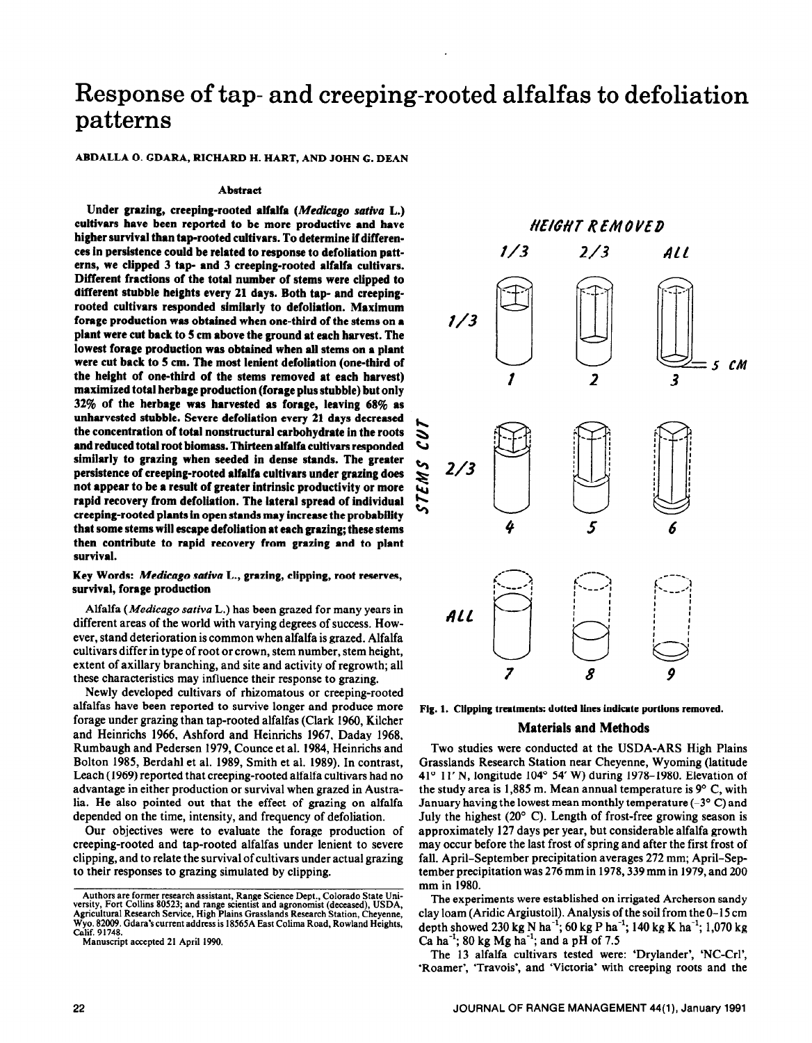# Response of tap- and creeping-rooted alfalfas to defoliation patterns

ABDALLA O. GDARA, RICHARD H. HART, AND JOHN G. DEAN

### Abstract

**Under grazing, creeping-rooted alfalfa (*Medicago sativa* L.) cultivars have been reported to be more productive and have higher survival than tap-rooted cultivars. To determine if differences in persistence could be related to response to defoliation patterns, we clipped 3 tap- and 3 creeping-rooted alfalfa cultivars. Different fractions of the total number of stems were clipped to different stubble heights every 21 days. Both tap- and creeping-rooted cultivars responded similarly to defoliation. Maximum forage production was obtained when one-third of the stems on a plant were cut back to 5 cm above the ground at each harvest. The lowest forage production was obtained when all stems on a plant were cut back to 5 cm. The most lenient defoliation (one-third of the height of one-third of the stems removed at each harvest) maximized total herbage production (forage plus stubble) but only 32% of the herbage was harvested as forage, leaving 68% as unharvested stubble. Severe defoliation every 21 days decreased the concentration of total nonstructural carbohydrate in the roots and reduced total root biomass. Thirteen alfalfa cultivars responded similarly to grazing when seeded in dense stands. The greater persistence of creeping-rooted alfalfa cultivars under grazing does not appear to be a result of greater intrinsic productivity or more rapid recovery from defoliation. The lateral spread of individual creeping-rooted plants in open stands may increase the probability that some stems will escape defoliation at each grazing; these stems then contribute to rapid recovery from grazing and to plant survival.**

**Key Words:** *Medicago sativa* **L., grazing, clipping, root reserves, survival, forage production**

Alfalfa (*Medicago sativa* L.) has been grazed for many years in different areas of the world with varying degrees of success. However, stand deterioration is common when alfalfa is grazed. Alfalfa cultivars differ in type of root or crown, stem number, stem height, extent of axillary branching, and site and activity of regrowth; all these characteristics may influence their response to grazing.

Newly developed cultivars of rhizomatous or creeping-rooted alfalfas have been reported to survive longer and produce more forage under grazing than tap-rooted alfalfas (Clark 1960, Kilcher and Heinrichs 1966, Ashford and Heinrichs 1967, Daday 1968, Rumbaugh and Pedersen 1979, Counce et al. 1984, Heinrichs and Bolton 1985, Berdahl et al. 1989, Smith et al. 1989). In contrast, Leach (1969) reported that creeping-rooted alfalfa cultivars had no advantage in either production or survival when grazed in Australia. He also pointed out that the effect of grazing on alfalfa depended on the time, intensity, and frequency of defoliation.

Our objectives were to evaluate the forage production of creeping-rooted and tap-rooted alfalfas under lenient to severe clipping, and to relate the survival of cultivars under actual grazing to their responses to grazing simulated by clipping.

Authors are former research assistant, Range Science Dept., Colorado State University, Fort Collins 80523; and range scientist and agronomist (deceased), USDA, Agricultural Research Service, High Plains Grasslands Research Station, Cheyenne, Wyo. 82009. Gdara's current address is 18565A East Colima Road, Rowland Heights, Calif. 91748.

Manuscript accepted 21 April 1990.

**Fig. 1. Clipping treatments: dotted lines indicate portions removed.**

## Materials and Methods

Two studies were conducted at the USDA-ARS High Plains Grasslands Research Station near Cheyenne, Wyoming (latitude 41° 11′ N, longitude 104° 54′ W) during 1978–1980. Elevation of the study area is 1,885 m. Mean annual temperature is 9° C, with January having the lowest mean monthly temperature (−3° C) and July the highest (20° C). Length of frost-free growing season is approximately 127 days per year, but considerable alfalfa growth may occur before the last frost of spring and after the first frost of fall. April–September precipitation averages 272 mm; April–September precipitation was 276 mm in 1978, 339 mm in 1979, and 200 mm in 1980.

The experiments were established on irrigated Archerson sandy clay loam (Aridic Argiustoll). Analysis of the soil from the 0–15 cm depth showed 230 kg N $ha^{-1}$; 60 kg P $ha^{-1}$; 140 kg K $ha^{-1}$; 1,070 kg Ca $ha^{-1}$; 80 kg Mg $ha^{-1}$; and a pH of 7.5

The 13 alfalfa cultivars tested were: 'Drylander', 'NC-Crl', 'Roamer', 'Travois', and 'Victoria' with creeping roots and the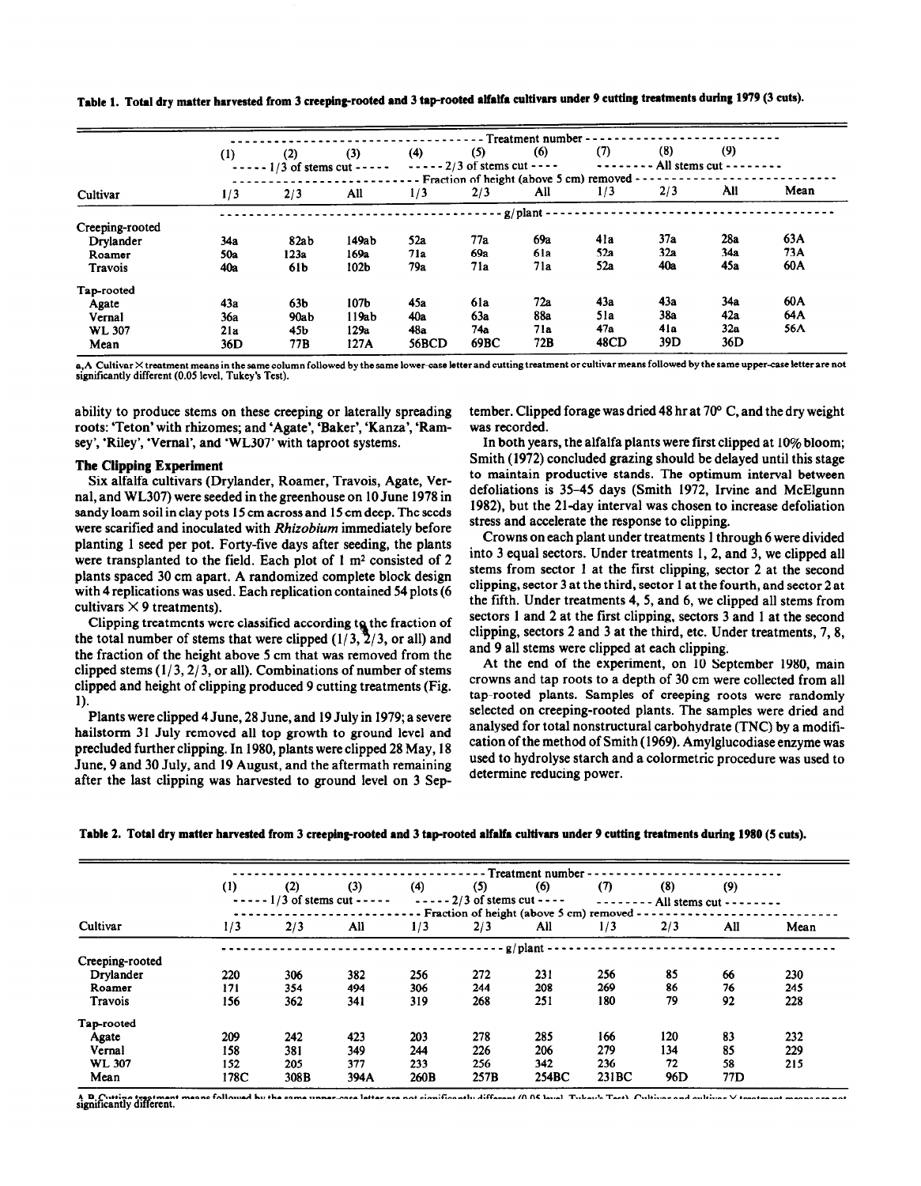Table 1. Total dry matter harvested from 3 creeping-rooted and 3 tap-rooted alfalfa cultivars under 9 cutting treatments during 1979 (3 cuts).

| | Treatment number | | | | | | | | | |
|---|---|---|---|---|---|---|---|---|---|---|
| | (1) | (2) | (3) | (4) | (5) | (6) | (7) | (8) | (9) | |
| | 1/3 of stems cut | | | 2/3 of stems cut | | | All stems cut | | | |
| | Fraction of height (above 5 cm) removed | | | | | | | | | |
| Cultivar | 1/3 | 2/3 | All | 1/3 | 2/3 | All | 1/3 | 2/3 | All | Mean |
| | g/plant | | | | | | | | | |
| Creeping-rooted | | | | | | | | | | |
| Drylander | 34a | 82ab | 149ab | 52a | 77a | 69a | 41a | 37a | 28a | 63A |
| Roamer | 50a | 123a | 169a | 71a | 69a | 61a | 52a | 32a | 34a | 73A |
| Travois | 40a | 61b | 102b | 79a | 71a | 71a | 52a | 40a | 45a | 60A |
| Tap-rooted | | | | | | | | | | |
| Agate | 43a | 63b | 107b | 45a | 61a | 72a | 43a | 43a | 34a | 60A |
| Vernal | 36a | 90ab | 119ab | 40a | 63a | 88a | 51a | 38a | 42a | 64A |
| WL 307 | 21a | 45b | 129a | 48a | 74a | 71a | 47a | 41a | 32a | 56A |
| Mean | 36D | 77B | 127A | 56BCD | 69BC | 72B | 48CD | 39D | 36D | |

a,A Cultivar × treatment means in the same column followed by the same lower-case letter and cutting treatment or cultivar means followed by the same upper-case letter are not significantly different (0.05 level, Tukey's Test).

ability to produce stems on these creeping or laterally spreading roots: 'Teton' with rhizomes; and 'Agate', 'Baker', 'Kanza', 'Ramsey', 'Riley', 'Vernal', and 'WL307' with taproot systems.

### The Clipping Experiment

Six alfalfa cultivars (Drylander, Roamer, Travois, Agate, Vernal, and WL307) were seeded in the greenhouse on 10 June 1978 in sandy loam soil in clay pots 15 cm across and 15 cm deep. The seeds were scarified and inoculated with *Rhizobium* immediately before planting 1 seed per pot. Forty-five days after seeding, the plants were transplanted to the field. Each plot of 1 m² consisted of 2 plants spaced 30 cm apart. A randomized complete block design with 4 replications was used. Each replication contained 54 plots (6 cultivars × 9 treatments).

Clipping treatments were classified according to the fraction of the total number of stems that were clipped (1/3, 2/3, or all) and the fraction of the height above 5 cm that was removed from the clipped stems (1/3, 2/3, or all). Combinations of number of stems clipped and height of clipping produced 9 cutting treatments (Fig. 1).

Plants were clipped 4 June, 28 June, and 19 July in 1979; a severe hailstorm 31 July removed all top growth to ground level and precluded further clipping. In 1980, plants were clipped 28 May, 18 June, 9 and 30 July, and 19 August, and the aftermath remaining after the last clipping was harvested to ground level on 3 September. Clipped forage was dried 48 hr at 70° C, and the dry weight was recorded.

In both years, the alfalfa plants were first clipped at 10% bloom; Smith (1972) concluded grazing should be delayed until this stage to maintain productive stands. The optimum interval between defoliations is 35–45 days (Smith 1972, Irvine and McElgunn 1982), but the 21-day interval was chosen to increase defoliation stress and accelerate the response to clipping.

Crowns on each plant under treatments 1 through 6 were divided into 3 equal sectors. Under treatments 1, 2, and 3, we clipped all stems from sector 1 at the first clipping, sector 2 at the second clipping, sector 3 at the third, sector 1 at the fourth, and sector 2 at the fifth. Under treatments 4, 5, and 6, we clipped all stems from sectors 1 and 2 at the first clipping, sectors 3 and 1 at the second clipping, sectors 2 and 3 at the third, etc. Under treatments, 7, 8, and 9 all stems were clipped at each clipping.

At the end of the experiment, on 10 September 1980, main crowns and tap roots to a depth of 30 cm were collected from all tap-rooted plants. Samples of creeping roots were randomly selected on creeping-rooted plants. The samples were dried and analysed for total nonstructural carbohydrate (TNC) by a modification of the method of Smith (1969). Amylglucodiase enzyme was used to hydrolyse starch and a colormetric procedure was used to determine reducing power.

Table 2. Total dry matter harvested from 3 creeping-rooted and 3 tap-rooted alfalfa cultivars under 9 cutting treatments during 1980 (5 cuts).

| | Treatment number | | | | | | | | | |
|---|---|---|---|---|---|---|---|---|---|---|
| | (1) | (2) | (3) | (4) | (5) | (6) | (7) | (8) | (9) | |
| | 1/3 of stems cut | | | 2/3 of stems cut | | | All stems cut | | | |
| | Fraction of height (above 5 cm) removed | | | | | | | | | |
| Cultivar | 1/3 | 2/3 | All | 1/3 | 2/3 | All | 1/3 | 2/3 | All | Mean |
| | g/plant | | | | | | | | | |
| Creeping-rooted | | | | | | | | | | |
| Drylander | 220 | 306 | 382 | 256 | 272 | 231 | 256 | 85 | 66 | 230 |
| Roamer | 171 | 354 | 494 | 306 | 244 | 208 | 269 | 86 | 76 | 245 |
| Travois | 156 | 362 | 341 | 319 | 268 | 251 | 180 | 79 | 92 | 228 |
| Tap-rooted | | | | | | | | | | |
| Agate | 209 | 242 | 423 | 203 | 278 | 285 | 166 | 120 | 83 | 232 |
| Vernal | 158 | 381 | 349 | 244 | 226 | 206 | 279 | 134 | 85 | 229 |
| WL 307 | 152 | 205 | 377 | 233 | 256 | 342 | 236 | 72 | 58 | 215 |
| Mean | 178C | 308B | 394A | 260B | 257B | 254BC | 231BC | 96D | 77D | |

A,B Cutting treatment means followed by the same upper-case letter are not significantly different (0.05 level, Tukey's Test). Cultivar and cultivar × treatment means are not significantly different.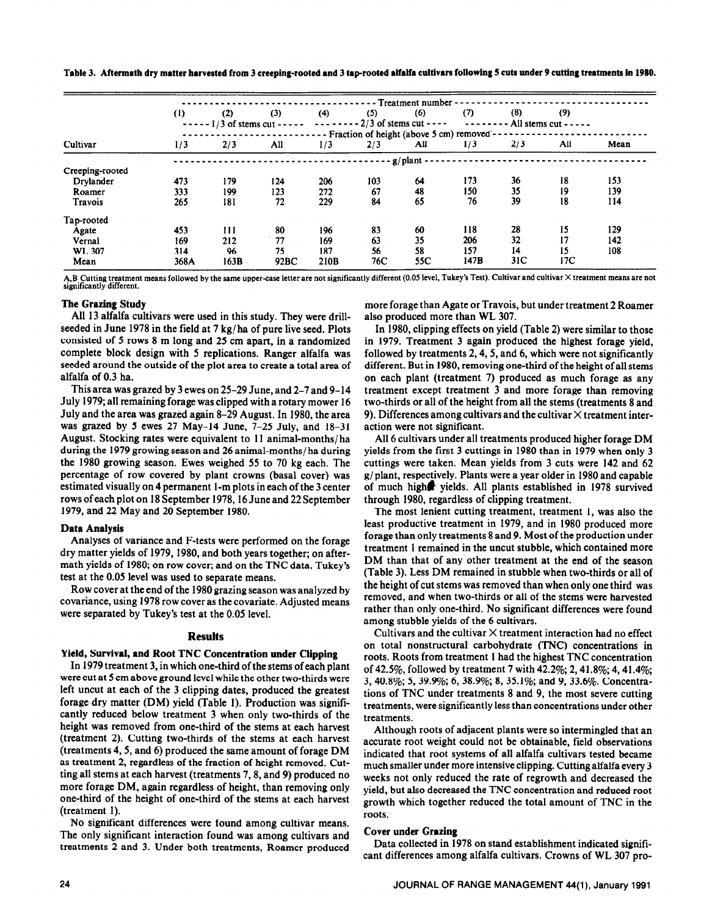**Table 3. Aftermath dry matter harvested from 3 creeping-rooted and 3 tap-rooted alfalfa cultivars following 5 cuts under 9 cutting treatments in 1980.**

| | Treatment number | | | | | | | | | |
|---|---|---|---|---|---|---|---|---|---|---|
| | (1) | (2) | (3) | (4) | (5) | (6) | (7) | (8) | (9) | |
| | 1/3 of stems cut | | | 2/3 of stems cut | | | All stems cut | | | |
| | Fraction of height (above 5 cm) removed | | | | | | | | | |
| Cultivar | 1/3 | 2/3 | All | 1/3 | 2/3 | All | 1/3 | 2/3 | All | Mean |
| | g/plant | | | | | | | | | |
| Creeping-rooted | | | | | | | | | | |
| Drylander | 473 | 179 | 124 | 206 | 103 | 64 | 173 | 36 | 18 | 153 |
| Roamer | 333 | 199 | 123 | 272 | 67 | 48 | 150 | 35 | 19 | 139 |
| Travois | 265 | 181 | 72 | 229 | 84 | 65 | 76 | 39 | 18 | 114 |
| Tap-rooted | | | | | | | | | | |
| Agate | 453 | 111 | 80 | 196 | 83 | 60 | 118 | 28 | 15 | 129 |
| Vernal | 169 | 212 | 77 | 169 | 63 | 35 | 206 | 32 | 17 | 142 |
| WL 307 | 314 | 96 | 75 | 187 | 56 | 58 | 157 | 14 | 15 | 108 |
| Mean | 368A | 163B | 92BC | 210B | 76C | 55C | 147B | 31C | 17C | |

A,B Cutting treatment means followed by the same upper-case letter are not significantly different (0.05 level, Tukey's Test). Cultivar and cultivar × treatment means are not significantly different.

### The Grazing Study

All 13 alfalfa cultivars were used in this study. They were drill-seeded in June 1978 in the field at 7 kg/ha of pure live seed. Plots consisted of 5 rows 8 m long and 25 cm apart, in a randomized complete block design with 5 replications. Ranger alfalfa was seeded around the outside of the plot area to create a total area of alfalfa of 0.3 ha.

This area was grazed by 3 ewes on 25–29 June, and 2–7 and 9–14 July 1979; all remaining forage was clipped with a rotary mower 16 July and the area was grazed again 8–29 August. In 1980, the area was grazed by 5 ewes 27 May–14 June, 7–25 July, and 18–31 August. Stocking rates were equivalent to 11 animal-months/ha during the 1979 growing season and 26 animal-months/ha during the 1980 growing season. Ewes weighed 55 to 70 kg each. The percentage of row covered by plant crowns (basal cover) was estimated visually on 4 permanent 1-m plots in each of the 3 center rows of each plot on 18 September 1978, 16 June and 22 September 1979, and 22 May and 20 September 1980.

### Data Analysis

Analyses of variance and F-tests were performed on the forage dry matter yields of 1979, 1980, and both years together; on aftermath yields of 1980; on row cover; and on the TNC data. Tukey's test at the 0.05 level was used to separate means.

Row cover at the end of the 1980 grazing season was analyzed by covariance, using 1978 row cover as the covariate. Adjusted means were separated by Tukey's test at the 0.05 level.

## Results

### Yield, Survival, and Root TNC Concentration under Clipping

In 1979 treatment 3, in which one-third of the stems of each plant were cut at 5 cm above ground level while the other two-thirds were left uncut at each of the 3 clipping dates, produced the greatest forage dry matter (DM) yield (Table 1). Production was significantly reduced below treatment 3 when only two-thirds of the height was removed from one-third of the stems at each harvest (treatment 2). Cutting two-thirds of the stems at each harvest (treatments 4, 5, and 6) produced the same amount of forage DM as treatment 2, regardless of the fraction of height removed. Cutting all stems at each harvest (treatments 7, 8, and 9) produced no more forage DM, again regardless of height, than removing only one-third of the height of one-third of the stems at each harvest (treatment 1).

No significant differences were found among cultivar means. The only significant interaction found was among cultivars and treatments 2 and 3. Under both treatments, Roamer produced more forage than Agate or Travois, but under treatment 2 Roamer also produced more than WL 307.

In 1980, clipping effects on yield (Table 2) were similar to those in 1979. Treatment 3 again produced the highest forage yield, followed by treatments 2, 4, 5, and 6, which were not significantly different. But in 1980, removing one-third of the height of all stems on each plant (treatment 7) produced as much forage as any treatment except treatment 3 and more forage than removing two-thirds or all of the height from all the stems (treatments 8 and 9). Differences among cultivars and the cultivar × treatment interaction were not significant.

All 6 cultivars under all treatments produced higher forage DM yields from the first 3 cuttings in 1980 than in 1979 when only 3 cuttings were taken. Mean yields from 3 cuts were 142 and 62 g/plant, respectively. Plants were a year older in 1980 and capable of much higher yields. All plants established in 1978 survived through 1980, regardless of clipping treatment.

The most lenient cutting treatment, treatment 1, was also the least productive treatment in 1979, and in 1980 produced more forage than only treatments 8 and 9. Most of the production under treatment 1 remained in the uncut stubble, which contained more DM than that of any other treatment at the end of the season (Table 3). Less DM remained in stubble when two-thirds or all of the height of cut stems was removed than when only one third was removed, and when two-thirds or all of the stems were harvested rather than only one-third. No significant differences were found among stubble yields of the 6 cultivars.

Cultivars and the cultivar × treatment interaction had no effect on total nonstructural carbohydrate (TNC) concentrations in roots. Roots from treatment 1 had the highest TNC concentration of 42.5%, followed by treatment 7 with 42.2%; 2, 41.8%; 4, 41.4%; 3, 40.8%; 5, 39.9%; 6, 38.9%; 8, 35.1%; and 9, 33.6%. Concentrations of TNC under treatments 8 and 9, the most severe cutting treatments, were significantly less than concentrations under other treatments.

Although roots of adjacent plants were so intermingled that an accurate root weight could not be obtainable, field observations indicated that root systems of all alfalfa cultivars tested became much smaller under more intensive clipping. Cutting alfalfa every 3 weeks not only reduced the rate of regrowth and decreased the yield, but also decreased the TNC concentration and reduced root growth which together reduced the total amount of TNC in the roots.

### Cover under Grazing

Data collected in 1978 on stand establishment indicated significant differences among alfalfa cultivars. Crowns of WL 307 pro-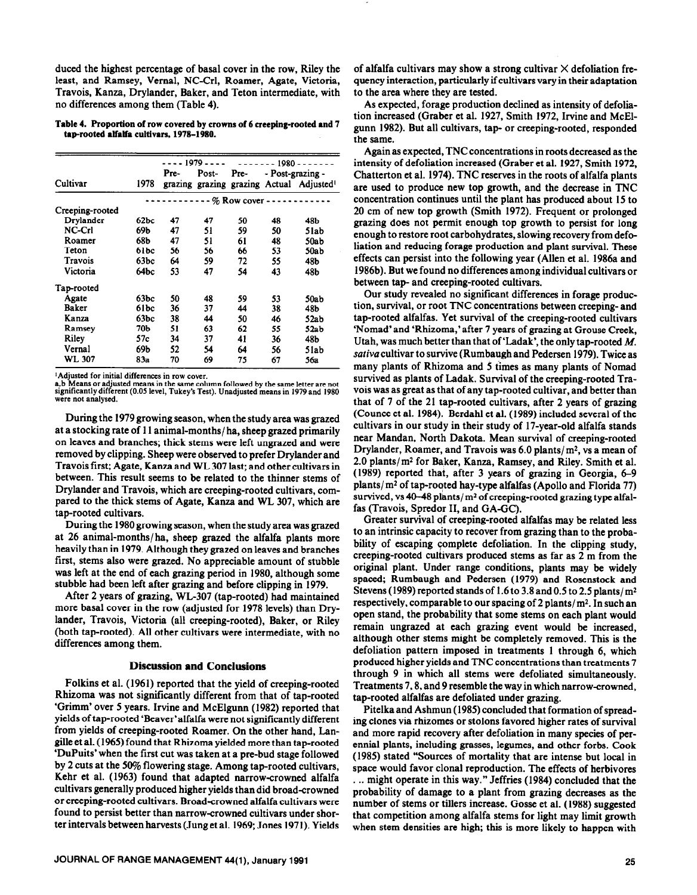duced the highest percentage of basal cover in the row, Riley the least, and Ramsey, Vernal, NC-Crl, Roamer, Agate, Victoria, Travois, Kanza, Drylander, Baker, and Teton intermediate, with no differences among them (Table 4).

**Table 4. Proportion of row covered by crowns of 6 creeping-rooted and 7 tap-rooted alfalfa cultivars, 1978–1980.**

| Cultivar | 1978 | 1979 Pre-grazing | 1979 Post-grazing | 1980 Pre-grazing | 1980 Post-grazing Actual | 1980 Post-grazing Adjusted[1] |
|---|---|---|---|---|---|---|
| | % Row cover | | | | | |
| Creeping-rooted | | | | | | |
| Drylander | 62bc | 47 | 47 | 50 | 48 | 48b |
| NC-Crl | 69b | 47 | 51 | 59 | 50 | 51ab |
| Roamer | 68b | 47 | 51 | 61 | 48 | 50ab |
| Teton | 61bc | 56 | 56 | 66 | 53 | 50ab |
| Travois | 63bc | 64 | 59 | 72 | 55 | 48b |
| Victoria | 64bc | 53 | 47 | 54 | 43 | 48b |
| Tap-rooted | | | | | | |
| Agate | 63bc | 50 | 48 | 59 | 53 | 50ab |
| Baker | 61bc | 36 | 37 | 44 | 38 | 48b |
| Kanza | 63bc | 38 | 44 | 50 | 46 | 52ab |
| Ramsey | 70b | 51 | 63 | 62 | 55 | 52ab |
| Riley | 57c | 34 | 37 | 41 | 36 | 48b |
| Vernal | 69b | 52 | 54 | 64 | 56 | 51ab |
| WL 307 | 83a | 70 | 69 | 75 | 67 | 56a |

[1]Adjusted for initial differences in row cover.
a,b Means or adjusted means in the same column followed by the same letter are not significantly different (0.05 level, Tukey's Test). Unadjusted means in 1979 and 1980 were not analysed.

During the 1979 growing season, when the study area was grazed at a stocking rate of 11 animal-months/ha, sheep grazed primarily on leaves and branches; thick stems were left ungrazed and were removed by clipping. Sheep were observed to prefer Drylander and Travois first; Agate, Kanza and WL 307 last; and other cultivars in between. This result seems to be related to the thinner stems of Drylander and Travois, which are creeping-rooted cultivars, compared to the thick stems of Agate, Kanza and WL 307, which are tap-rooted cultivars.

During the 1980 growing season, when the study area was grazed at 26 animal-months/ha, sheep grazed the alfalfa plants more heavily than in 1979. Although they grazed on leaves and branches first, stems also were grazed. No appreciable amount of stubble was left at the end of each grazing period in 1980, although some stubble had been left after grazing and before clipping in 1979.

After 2 years of grazing, WL-307 (tap-rooted) had maintained more basal cover in the row (adjusted for 1978 levels) than Drylander, Travois, Victoria (all creeping-rooted), Baker, or Riley (both tap-rooted). All other cultivars were intermediate, with no differences among them.

## Discussion and Conclusions

Folkins et al. (1961) reported that the yield of creeping-rooted Rhizoma was not significantly different from that of tap-rooted 'Grimm' over 5 years. Irvine and McElgunn (1982) reported that yields of tap-rooted 'Beaver' alfalfa were not significantly different from yields of creeping-rooted Roamer. On the other hand, Langille et al. (1965) found that Rhizoma yielded more than tap-rooted 'DuPuits' when the first cut was taken at a pre-bud stage followed by 2 cuts at the 50% flowering stage. Among tap-rooted cultivars, Kehr et al. (1963) found that adapted narrow-crowned alfalfa cultivars generally produced higher yields than did broad-crowned or creeping-rooted cultivars. Broad-crowned alfalfa cultivars were found to persist better than narrow-crowned cultivars under shorter intervals between harvests (Jung et al. 1969; Jones 1971). Yields of alfalfa cultivars may show a strong cultivar × defoliation frequency interaction, particularly if cultivars vary in their adaptation to the area where they are tested.

As expected, forage production declined as intensity of defoliation increased (Graber et al. 1927, Smith 1972, Irvine and McElgunn 1982). But all cultivars, tap- or creeping-rooted, responded the same.

Again as expected, TNC concentrations in roots decreased as the intensity of defoliation increased (Graber et al. 1927, Smith 1972, Chatterton et al. 1974). TNC reserves in the roots of alfalfa plants are used to produce new top growth, and the decrease in TNC concentration continues until the plant has produced about 15 to 20 cm of new top growth (Smith 1972). Frequent or prolonged grazing does not permit enough top growth to persist for long enough to restore root carbohydrates, slowing recovery from defoliation and reducing forage production and plant survival. These effects can persist into the following year (Allen et al. 1986a and 1986b). But we found no differences among individual cultivars or between tap- and creeping-rooted cultivars.

Our study revealed no significant differences in forage production, survival, or root TNC concentrations between creeping- and tap-rooted alfalfas. Yet survival of the creeping-rooted cultivars 'Nomad' and 'Rhizoma,' after 7 years of grazing at Grouse Creek, Utah, was much better than that of 'Ladak', the only tap-rooted *M. sativa* cultivar to survive (Rumbaugh and Pedersen 1979). Twice as many plants of Rhizoma and 5 times as many plants of Nomad survived as plants of Ladak. Survival of the creeping-rooted Travois was as great as that of any tap-rooted cultivar, and better than that of 7 of the 21 tap-rooted cultivars, after 2 years of grazing (Counce et al. 1984). Berdahl et al. (1989) included several of the cultivars in our study in their study of 17-year-old alfalfa stands near Mandan, North Dakota. Mean survival of creeping-rooted Drylander, Roamer, and Travois was 6.0 plants/m², vs a mean of 2.0 plants/m² for Baker, Kanza, Ramsey, and Riley. Smith et al. (1989) reported that, after 3 years of grazing in Georgia, 6–9 plants/m² of tap-rooted hay-type alfalfas (Apollo and Florida 77) survived, vs 40–48 plants/m² of creeping-rooted grazing type alfalfas (Travois, Spredor II, and GA-GC).

Greater survival of creeping-rooted alfalfas may be related less to an intrinsic capacity to recover from grazing than to the probability of escaping complete defoliation. In the clipping study, creeping-rooted cultivars produced stems as far as 2 m from the original plant. Under range conditions, plants may be widely spaced; Rumbaugh and Pedersen (1979) and Rosenstock and Stevens (1989) reported stands of 1.6 to 3.8 and 0.5 to 2.5 plants/m² respectively, comparable to our spacing of 2 plants/m². In such an open stand, the probability that some stems on each plant would remain ungrazed at each grazing event would be increased, although other stems might be completely removed. This is the defoliation pattern imposed in treatments 1 through 6, which produced higher yields and TNC concentrations than treatments 7 through 9 in which all stems were defoliated simultaneously. Treatments 7, 8, and 9 resemble the way in which narrow-crowned, tap-rooted alfalfas are defoliated under grazing.

Pitelka and Ashmun (1985) concluded that formation of spreading clones via rhizomes or stolons favored higher rates of survival and more rapid recovery after defoliation in many species of perennial plants, including grasses, legumes, and other forbs. Cook (1985) stated "Sources of mortality that are intense but local in space would favor clonal reproduction. The effects of herbivores . . . might operate in this way." Jeffries (1984) concluded that the probability of damage to a plant from grazing decreases as the number of stems or tillers increase. Gosse et al. (1988) suggested that competition among alfalfa stems for light may limit growth when stem densities are high; this is more likely to happen with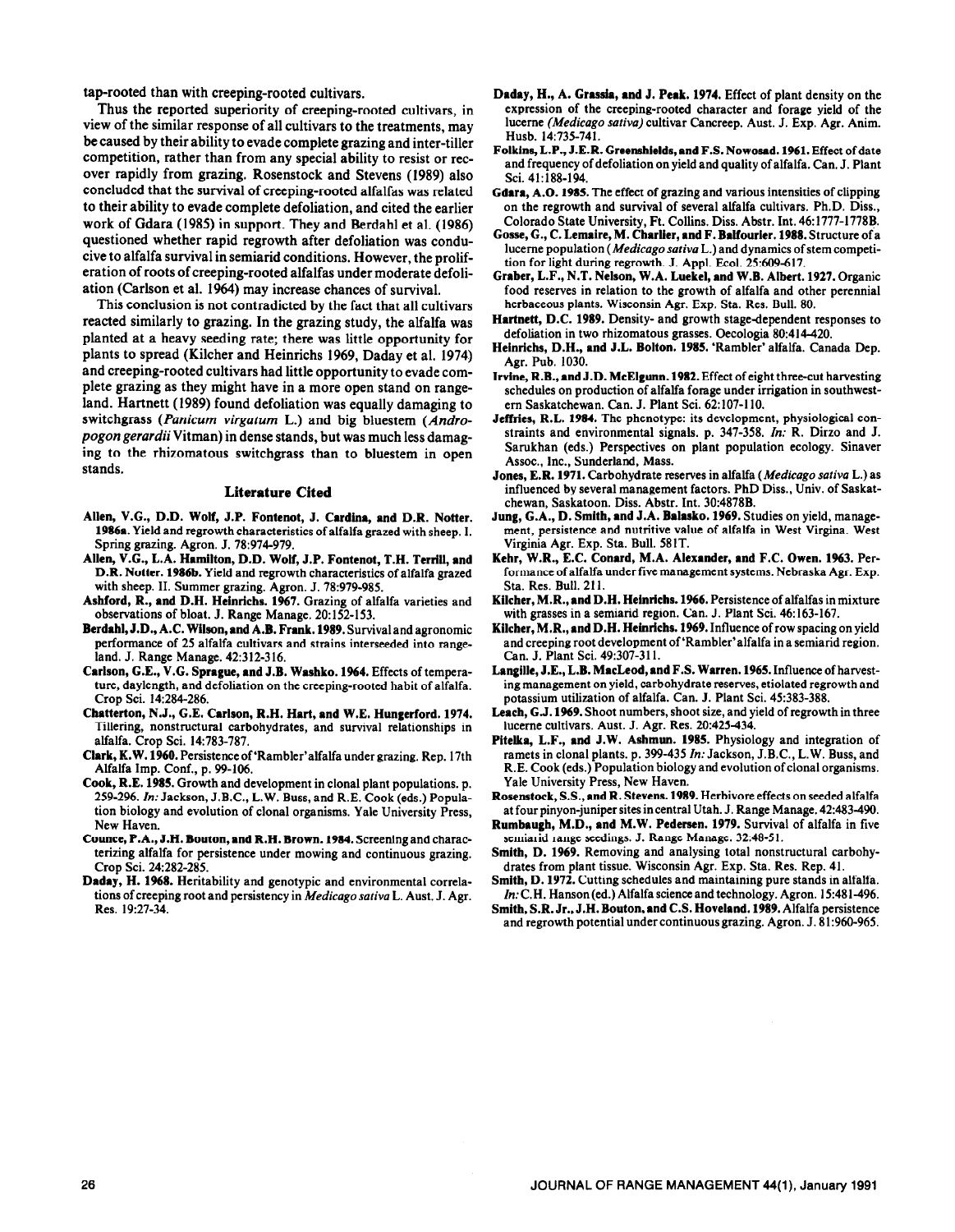tap-rooted than with creeping-rooted cultivars.

Thus the reported superiority of creeping-rooted cultivars, in view of the similar response of all cultivars to the treatments, may be caused by their ability to evade complete grazing and inter-tiller competition, rather than from any special ability to resist or recover rapidly from grazing. Rosenstock and Stevens (1989) also concluded that the survival of creeping-rooted alfalfas was related to their ability to evade complete defoliation, and cited the earlier work of Gdara (1985) in support. They and Berdahl et al. (1986) questioned whether rapid regrowth after defoliation was conducive to alfalfa survival in semiarid conditions. However, the proliferation of roots of creeping-rooted alfalfas under moderate defoliation (Carlson et al. 1964) may increase chances of survival.

This conclusion is not contradicted by the fact that all cultivars reacted similarly to grazing. In the grazing study, the alfalfa was planted at a heavy seeding rate; there was little opportunity for plants to spread (Kilcher and Heinrichs 1969, Daday et al. 1974) and creeping-rooted cultivars had little opportunity to evade complete grazing as they might have in a more open stand on rangeland. Hartnett (1989) found defoliation was equally damaging to switchgrass (*Panicum virgatum* L.) and big bluestem (*Andropogon gerardii* Vitman) in dense stands, but was much less damaging to the rhizomatous switchgrass than to bluestem in open stands.

## Literature Cited

**Allen, V.G., D.D. Wolf, J.P. Fontenot, J. Cardina, and D.R. Notter. 1986a.** Yield and regrowth characteristics of alfalfa grazed with sheep. I. Spring grazing. Agron. J. 78:974-979.

**Allen, V.G., L.A. Hamilton, D.D. Wolf, J.P. Fontenot, T.H. Terrill, and D.R. Notter. 1986b.** Yield and regrowth characteristics of alfalfa grazed with sheep. II. Summer grazing. Agron. J. 78:979-985.

**Ashford, R., and D.H. Heinrichs. 1967.** Grazing of alfalfa varieties and observations of bloat. J. Range Manage. 20:152-153.

**Berdahl, J.D., A.C. Wilson, and A.B. Frank. 1989.** Survival and agronomic performance of 25 alfalfa cultivars and strains interseeded into rangeland. J. Range Manage. 42:312-316.

**Carlson, G.E., V.G. Sprague, and J.B. Washko. 1964.** Effects of temperature, daylength, and defoliation on the creeping-rooted habit of alfalfa. Crop Sci. 14:284-286.

**Chatterton, N.J., G.E. Carlson, R.H. Hart, and W.E. Hungerford. 1974.** Tillering, nonstructural carbohydrates, and survival relationships in alfalfa. Crop Sci. 14:783-787.

**Clark, K.W. 1960.** Persistence of 'Rambler' alfalfa under grazing. Rep. 17th Alfalfa Imp. Conf., p. 99-106.

**Cook, R.E. 1985.** Growth and development in clonal plant populations. p. 259-296. *In:* Jackson, J.B.C., L.W. Buss, and R.E. Cook (eds.) Population biology and evolution of clonal organisms. Yale University Press, New Haven.

**Counce, P.A., J.H. Bouton, and R.H. Brown. 1984.** Screening and characterizing alfalfa for persistence under mowing and continuous grazing. Crop Sci. 24:282-285.

**Daday, H. 1968.** Heritability and genotypic and environmental correlations of creeping root and persistency in *Medicago sativa* L. Aust. J. Agr. Res. 19:27-34.

**Daday, H., A. Grassia, and J. Peak. 1974.** Effect of plant density on the expression of the creeping-rooted character and forage yield of the lucerne *(Medicago sativa)* cultivar Cancreep. Aust. J. Exp. Agr. Anim. Husb. 14:735-741.

**Folkins, L.P., J.E.R. Greenshields, and F.S. Nowosad. 1961.** Effect of date and frequency of defoliation on yield and quality of alfalfa. Can. J. Plant Sci. 41:188-194.

**Gdara, A.O. 1985.** The effect of grazing and various intensities of clipping on the regrowth and survival of several alfalfa cultivars. Ph.D. Diss., Colorado State University, Ft. Collins. Diss. Abstr. Int. 46:1777-1778B.

**Gosse, G., C. Lemaire, M. Charlier, and F. Balfourier. 1988.** Structure of a lucerne population (*Medicago sativa* L.) and dynamics of stem competition for light during regrowth. J. Appl. Ecol. 25:609-617.

**Graber, L.F., N.T. Nelson, W.A. Luekel, and W.B. Albert. 1927.** Organic food reserves in relation to the growth of alfalfa and other perennial herbaceous plants. Wisconsin Agr. Exp. Sta. Res. Bull. 80.

**Hartnett, D.C. 1989.** Density- and growth stage-dependent responses to defoliation in two rhizomatous grasses. Oecologia 80:414-420.

**Heinrichs, D.H., and J.L. Bolton. 1985.** 'Rambler' alfalfa. Canada Dep. Agr. Pub. 1030.

**Irvine, R.B., and J.D. McElgunn. 1982.** Effect of eight three-cut harvesting schedules on production of alfalfa forage under irrigation in southwestern Saskatchewan. Can. J. Plant Sci. 62:107-110.

**Jeffries, R.L. 1984.** The phenotype: its development, physiological constraints and environmental signals. p. 347-358. *In:* R. Dirzo and J. Sarukhan (eds.) Perspectives on plant population ecology. Sinaver Assoc., Inc., Sunderland, Mass.

**Jones, E.R. 1971.** Carbohydrate reserves in alfalfa (*Medicago sativa* L.) as influenced by several management factors. PhD Diss., Univ. of Saskatchewan, Saskatoon. Diss. Abstr. Int. 30:4878B.

**Jung, G.A., D. Smith, and J.A. Balasko. 1969.** Studies on yield, management, persistence and nutritive value of alfalfa in West Virgina. West Virginia Agr. Exp. Sta. Bull. 581T.

**Kehr, W.R., E.C. Conard, M.A. Alexander, and F.C. Owen. 1963.** Performance of alfalfa under five management systems. Nebraska Agr. Exp. Sta. Res. Bull. 211.

**Kilcher, M.R., and D.H. Heinrichs. 1966.** Persistence of alfalfas in mixture with grasses in a semiarid region. Can. J. Plant Sci. 46:163-167.

**Kilcher, M.R., and D.H. Heinrichs. 1969.** Influence of row spacing on yield and creeping root development of 'Rambler' alfalfa in a semiarid region. Can. J. Plant Sci. 49:307-311.

**Langille, J.E., L.B. MacLeod, and F.S. Warren. 1965.** Influence of harvesting management on yield, carbohydrate reserves, etiolated regrowth and potassium utilization of alfalfa. Can. J. Plant Sci. 45:383-388.

**Leach, G.J. 1969.** Shoot numbers, shoot size, and yield of regrowth in three lucerne cultivars. Aust. J. Agr. Res. 20:425-434.

**Pitelka, L.F., and J.W. Ashmun. 1985.** Physiology and integration of ramets in clonal plants. p. 399-435 *In:* Jackson, J.B.C., L.W. Buss, and R.E. Cook (eds.) Population biology and evolution of clonal organisms. Yale University Press, New Haven.

**Rosenstock, S.S., and R. Stevens. 1989.** Herbivore effects on seeded alfalfa at four pinyon-juniper sites in central Utah. J. Range Manage. 42:483-490.

**Rumbaugh, M.D., and M.W. Pedersen. 1979.** Survival of alfalfa in five semiarid range seedings. J. Range Manage. 32:48-51.

**Smith, D. 1969.** Removing and analysing total nonstructural carbohydrates from plant tissue. Wisconsin Agr. Exp. Sta. Res. Rep. 41.

**Smith, D. 1972.** Cutting schedules and maintaining pure stands in alfalfa. *In:* C.H. Hanson (ed.) Alfalfa science and technology. Agron. 15:481-496.

**Smith, S.R. Jr., J.H. Bouton, and C.S. Hoveland. 1989.** Alfalfa persistence and regrowth potential under continuous grazing. Agron. J. 81:960-965.